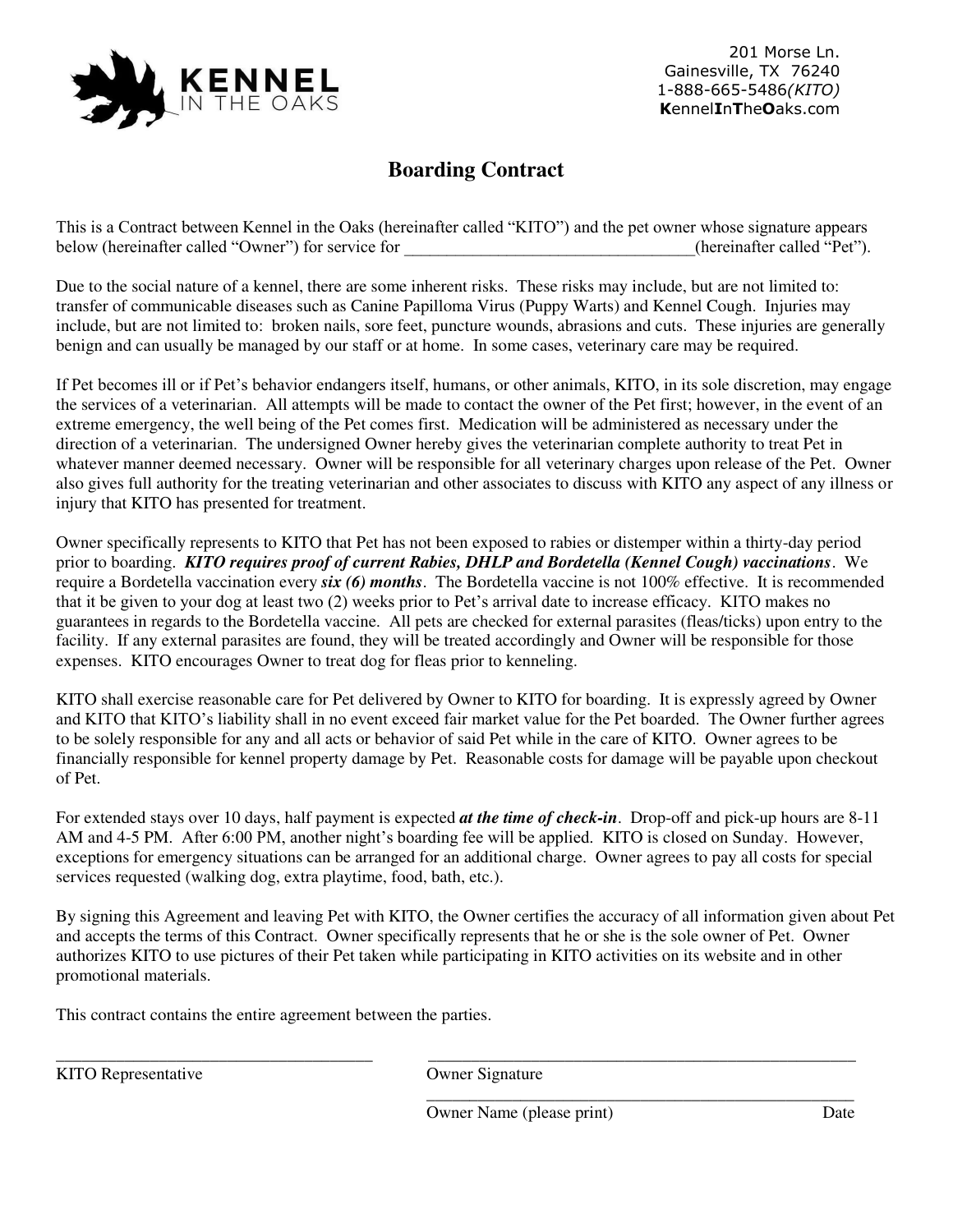KENNEL IN THE OAKS

201 Morse Ln.
Gainesville, TX 76240
1-888-665-5486*(KITO)*
**K**ennel**I**n**T**he**O**aks.com

# Boarding Contract

This is a Contract between Kennel in the Oaks (hereinafter called "KITO") and the pet owner whose signature appears below (hereinafter called "Owner") for service for _________________________________(hereinafter called "Pet").

Due to the social nature of a kennel, there are some inherent risks. These risks may include, but are not limited to: transfer of communicable diseases such as Canine Papilloma Virus (Puppy Warts) and Kennel Cough. Injuries may include, but are not limited to: broken nails, sore feet, puncture wounds, abrasions and cuts. These injuries are generally benign and can usually be managed by our staff or at home. In some cases, veterinary care may be required.

If Pet becomes ill or if Pet's behavior endangers itself, humans, or other animals, KITO, in its sole discretion, may engage the services of a veterinarian. All attempts will be made to contact the owner of the Pet first; however, in the event of an extreme emergency, the well being of the Pet comes first. Medication will be administered as necessary under the direction of a veterinarian. The undersigned Owner hereby gives the veterinarian complete authority to treat Pet in whatever manner deemed necessary. Owner will be responsible for all veterinary charges upon release of the Pet. Owner also gives full authority for the treating veterinarian and other associates to discuss with KITO any aspect of any illness or injury that KITO has presented for treatment.

Owner specifically represents to KITO that Pet has not been exposed to rabies or distemper within a thirty-day period prior to boarding. ***KITO requires proof of current Rabies, DHLP and Bordetella (Kennel Cough) vaccinations***. We require a Bordetella vaccination every ***six (6) months***. The Bordetella vaccine is not 100% effective. It is recommended that it be given to your dog at least two (2) weeks prior to Pet's arrival date to increase efficacy. KITO makes no guarantees in regards to the Bordetella vaccine. All pets are checked for external parasites (fleas/ticks) upon entry to the facility. If any external parasites are found, they will be treated accordingly and Owner will be responsible for those expenses. KITO encourages Owner to treat dog for fleas prior to kenneling.

KITO shall exercise reasonable care for Pet delivered by Owner to KITO for boarding. It is expressly agreed by Owner and KITO that KITO's liability shall in no event exceed fair market value for the Pet boarded. The Owner further agrees to be solely responsible for any and all acts or behavior of said Pet while in the care of KITO. Owner agrees to be financially responsible for kennel property damage by Pet. Reasonable costs for damage will be payable upon checkout of Pet.

For extended stays over 10 days, half payment is expected ***at the time of check-in***. Drop-off and pick-up hours are 8-11 AM and 4-5 PM. After 6:00 PM, another night's boarding fee will be applied. KITO is closed on Sunday. However, exceptions for emergency situations can be arranged for an additional charge. Owner agrees to pay all costs for special services requested (walking dog, extra playtime, food, bath, etc.).

By signing this Agreement and leaving Pet with KITO, the Owner certifies the accuracy of all information given about Pet and accepts the terms of this Contract. Owner specifically represents that he or she is the sole owner of Pet. Owner authorizes KITO to use pictures of their Pet taken while participating in KITO activities on its website and in other promotional materials.

This contract contains the entire agreement between the parties.

_____________________________________ KITO Representative

_____________________________________ Owner Signature

_____________________________________ Owner Name (please print) Date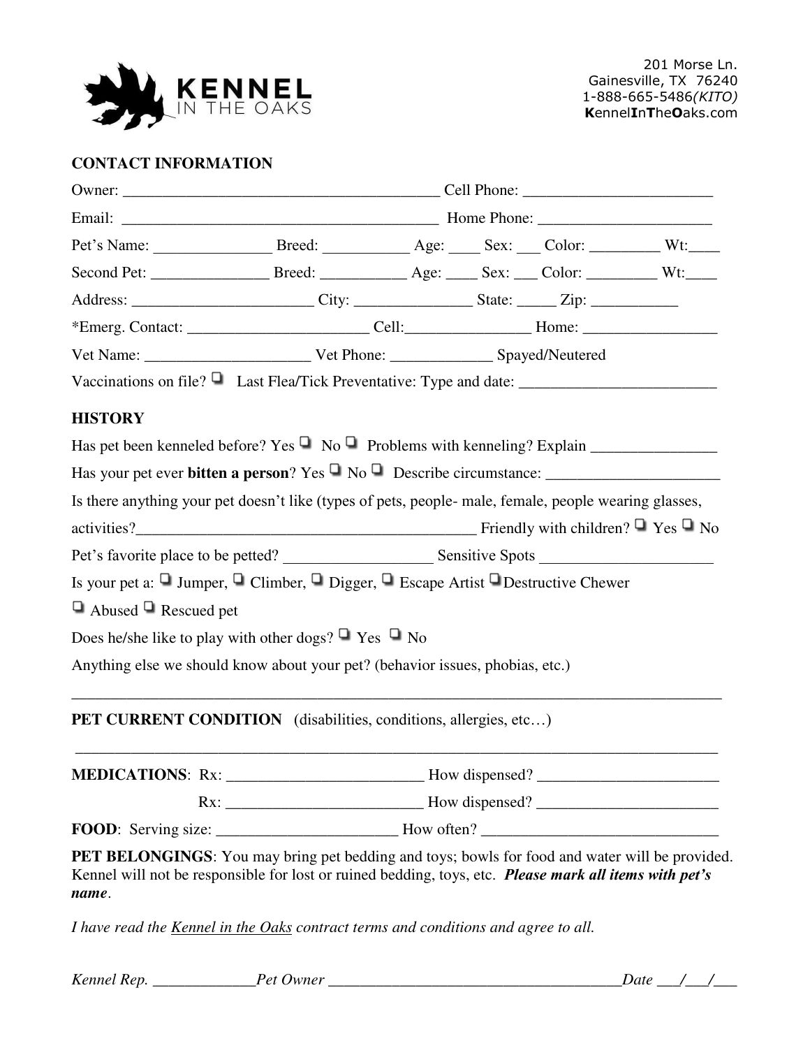KENNEL IN THE OAKS

201 Morse Ln.
Gainesville, TX 76240
1-888-665-5486*(KITO)*
**K**ennel**I**n**T**he**O**aks.com

**CONTACT INFORMATION**

Owner: ________________________________________ Cell Phone: ________________________

Email: __________________________________________ Home Phone: ______________________

Pet's Name: _______________ Breed: ___________ Age: ____ Sex: ___ Color: _________ Wt:____

Second Pet: _______________ Breed: ___________ Age: ____ Sex: ___ Color: _________ Wt:____

Address: _______________________ City: _______________ State: _____ Zip: ___________

*Emerg. Contact: _______________________ Cell:________________ Home: _________________

Vet Name: _____________________ Vet Phone: _____________ Spayed/Neutered

Vaccinations on file? ❑ Last Flea/Tick Preventative: Type and date: _________________________

**HISTORY**

Has pet been kenneled before? Yes ❑ No ❑ Problems with kenneling? Explain ________________

Has your pet ever **bitten a person**? Yes ❑ No ❑ Describe circumstance: ______________________

Is there anything your pet doesn't like (types of pets, people- male, female, people wearing glasses, activities?_____________________________________________ Friendly with children? ❑ Yes ❑ No

Pet's favorite place to be petted? __________________ Sensitive Spots ______________________

Is your pet a: ❑ Jumper, ❑ Climber, ❑ Digger, ❑ Escape Artist ❑ Destructive Chewer

❑ Abused ❑ Rescued pet

Does he/she like to play with other dogs? ❑ Yes ❑ No

Anything else we should know about your pet? (behavior issues, phobias, etc.)

_____________________________________________________________________________________

**PET CURRENT CONDITION** (disabilities, conditions, allergies, etc…)

_____________________________________________________________________________________

**MEDICATIONS**: Rx: _________________________ How dispensed? _______________________

Rx: _________________________ How dispensed? _______________________

**FOOD**: Serving size: _______________________ How often? ______________________________

**PET BELONGINGS**: You may bring pet bedding and toys; bowls for food and water will be provided. Kennel will not be responsible for lost or ruined bedding, toys, etc. ***Please mark all items with pet's name***.

*I have read the Kennel in the Oaks contract terms and conditions and agree to all.*

*Kennel Rep.* _____________*Pet Owner* _____________________________________*Date* ___/___/___